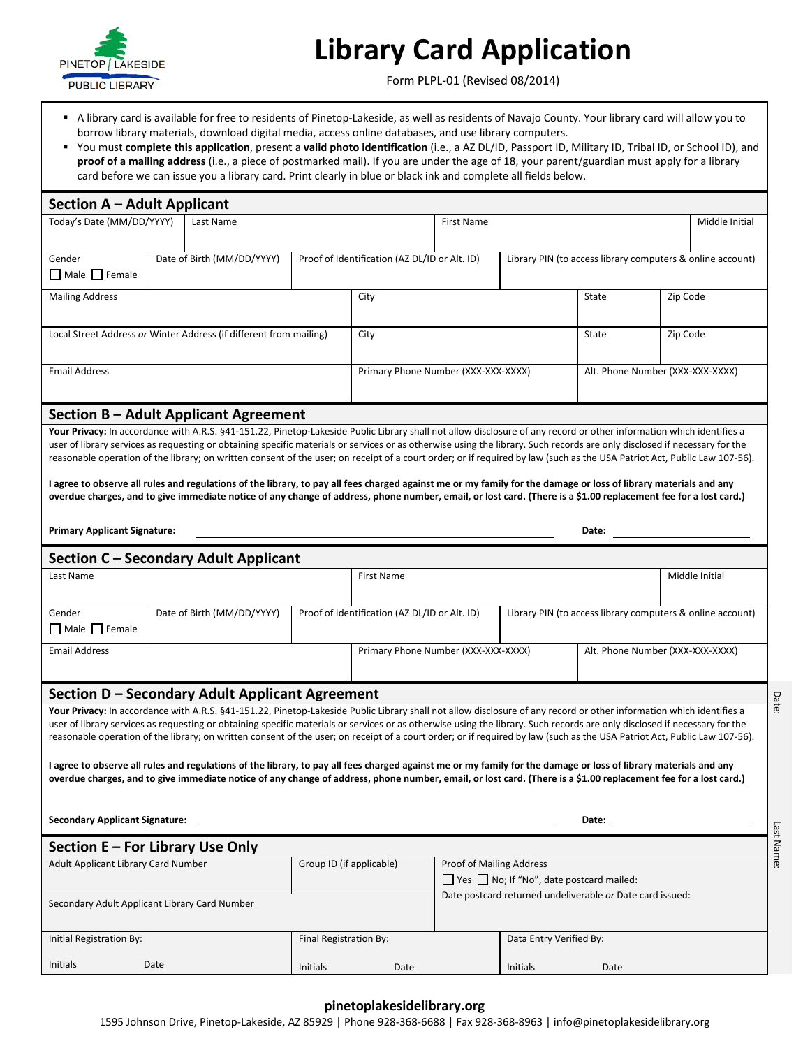PINETOP / LAKESIDE PUBLIC LIBRARY

# Library Card Application

Form PLPL-01 (Revised 08/2014)

- A library card is available for free to residents of Pinetop-Lakeside, as well as residents of Navajo County. Your library card will allow you to borrow library materials, download digital media, access online databases, and use library computers.
- You must **complete this application**, present a **valid photo identification** (i.e., a AZ DL/ID, Passport ID, Military ID, Tribal ID, or School ID), and **proof of a mailing address** (i.e., a piece of postmarked mail). If you are under the age of 18, your parent/guardian must apply for a library card before we can issue you a library card. Print clearly in blue or black ink and complete all fields below.

## Section A – Adult Applicant

| Today's Date (MM/DD/YYYY) | Last Name | First Name | Middle Initial |
|---|---|---|---|
| | | | |

| Gender ☐ Male ☐ Female | Date of Birth (MM/DD/YYYY) | Proof of Identification (AZ DL/ID or Alt. ID) | Library PIN (to access library computers & online account) |
|---|---|---|---|
| | | | |

| Mailing Address | City | State | Zip Code |
|---|---|---|---|
| | | | |

| Local Street Address *or* Winter Address (if different from mailing) | City | State | Zip Code |
|---|---|---|---|
| | | | |

| Email Address | Primary Phone Number (XXX-XXX-XXXX) | Alt. Phone Number (XXX-XXX-XXXX) |
|---|---|---|
| | | |

## Section B – Adult Applicant Agreement

**Your Privacy:** In accordance with A.R.S. §41-151.22, Pinetop-Lakeside Public Library shall not allow disclosure of any record or other information which identifies a user of library services as requesting or obtaining specific materials or services or as otherwise using the library. Such records are only disclosed if necessary for the reasonable operation of the library; on written consent of the user; on receipt of a court order; or if required by law (such as the USA Patriot Act, Public Law 107-56).

**I agree to observe all rules and regulations of the library, to pay all fees charged against me or my family for the damage or loss of library materials and any overdue charges, and to give immediate notice of any change of address, phone number, email, or lost card. (There is a $1.00 replacement fee for a lost card.)**

**Primary Applicant Signature:** ______________________________ **Date:** ______________

## Section C – Secondary Adult Applicant

| Last Name | First Name | Middle Initial |
|---|---|---|
| | | |

| Gender ☐ Male ☐ Female | Date of Birth (MM/DD/YYYY) | Proof of Identification (AZ DL/ID or Alt. ID) | Library PIN (to access library computers & online account) |
|---|---|---|---|
| | | | |

| Email Address | Primary Phone Number (XXX-XXX-XXXX) | Alt. Phone Number (XXX-XXX-XXXX) |
|---|---|---|
| | | |

## Section D – Secondary Adult Applicant Agreement

**Your Privacy:** In accordance with A.R.S. §41-151.22, Pinetop-Lakeside Public Library shall not allow disclosure of any record or other information which identifies a user of library services as requesting or obtaining specific materials or services or as otherwise using the library. Such records are only disclosed if necessary for the reasonable operation of the library; on written consent of the user; on receipt of a court order; or if required by law (such as the USA Patriot Act, Public Law 107-56).

**I agree to observe all rules and regulations of the library, to pay all fees charged against me or my family for the damage or loss of library materials and any overdue charges, and to give immediate notice of any change of address, phone number, email, or lost card. (There is a $1.00 replacement fee for a lost card.)**

**Secondary Applicant Signature:** ______________________________ **Date:** ______________

## Section E – For Library Use Only

| Adult Applicant Library Card Number | Group ID (if applicable) | Proof of Mailing Address ☐ Yes ☐ No; If "No", date postcard mailed: |
|---|---|---|
| Secondary Adult Applicant Library Card Number | | Date postcard returned undeliverable *or* Date card issued: |

| Initial Registration By: | Final Registration By: | Data Entry Verified By: |
|---|---|---|
| Initials Date | Initials Date | Initials Date |

Date:

Last Name:

**pinetoplakesidelibrary.org**

1595 Johnson Drive, Pinetop-Lakeside, AZ 85929 | Phone 928-368-6688 | Fax 928-368-8963 | info@pinetoplakesidelibrary.org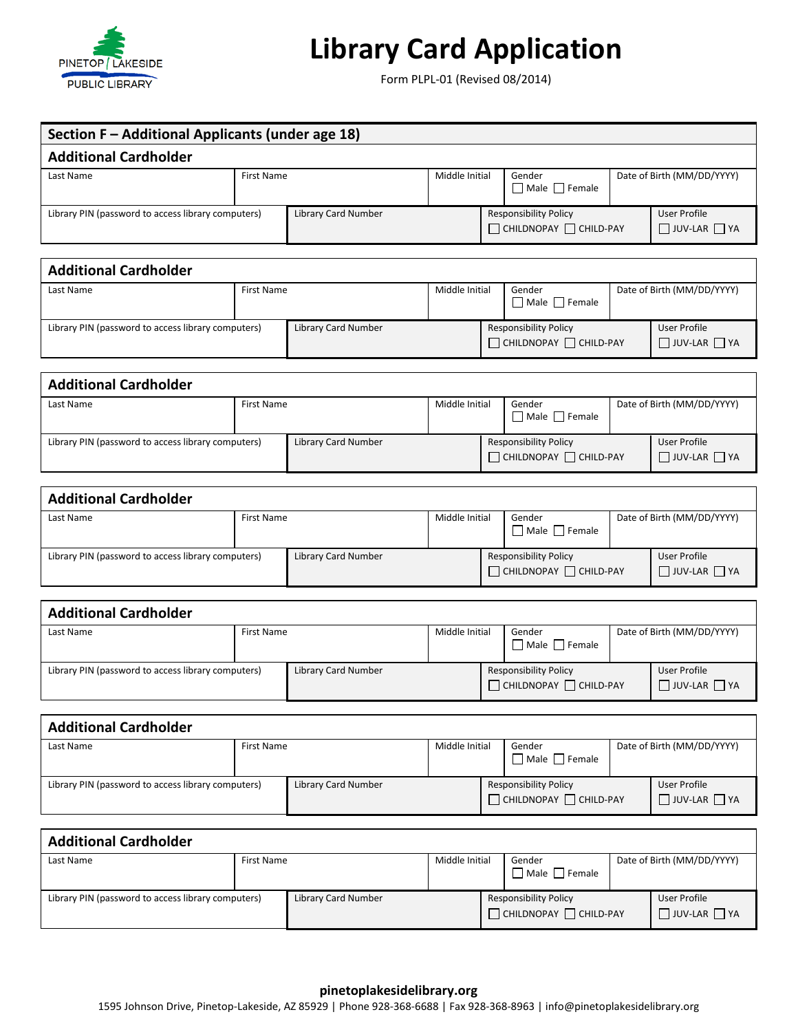PINETOP / LAKESIDE PUBLIC LIBRARY

# Library Card Application

Form PLPL-01 (Revised 08/2014)

## Section F – Additional Applicants (under age 18)

### Additional Cardholder

| Last Name | First Name | Middle Initial | Gender | Date of Birth (MM/DD/YYYY) |
|---|---|---|---|---|
| | | | ☐ Male ☐ Female | |

| Library PIN (password to access library computers) | Library Card Number | Responsibility Policy | User Profile |
|---|---|---|---|
| | | ☐ CHILDNOPAY ☐ CHILD-PAY | ☐ JUV-LAR ☐ YA |

### Additional Cardholder

| Last Name | First Name | Middle Initial | Gender | Date of Birth (MM/DD/YYYY) |
|---|---|---|---|---|
| | | | ☐ Male ☐ Female | |

| Library PIN (password to access library computers) | Library Card Number | Responsibility Policy | User Profile |
|---|---|---|---|
| | | ☐ CHILDNOPAY ☐ CHILD-PAY | ☐ JUV-LAR ☐ YA |

### Additional Cardholder

| Last Name | First Name | Middle Initial | Gender | Date of Birth (MM/DD/YYYY) |
|---|---|---|---|---|
| | | | ☐ Male ☐ Female | |

| Library PIN (password to access library computers) | Library Card Number | Responsibility Policy | User Profile |
|---|---|---|---|
| | | ☐ CHILDNOPAY ☐ CHILD-PAY | ☐ JUV-LAR ☐ YA |

### Additional Cardholder

| Last Name | First Name | Middle Initial | Gender | Date of Birth (MM/DD/YYYY) |
|---|---|---|---|---|
| | | | ☐ Male ☐ Female | |

| Library PIN (password to access library computers) | Library Card Number | Responsibility Policy | User Profile |
|---|---|---|---|
| | | ☐ CHILDNOPAY ☐ CHILD-PAY | ☐ JUV-LAR ☐ YA |

### Additional Cardholder

| Last Name | First Name | Middle Initial | Gender | Date of Birth (MM/DD/YYYY) |
|---|---|---|---|---|
| | | | ☐ Male ☐ Female | |

| Library PIN (password to access library computers) | Library Card Number | Responsibility Policy | User Profile |
|---|---|---|---|
| | | ☐ CHILDNOPAY ☐ CHILD-PAY | ☐ JUV-LAR ☐ YA |

### Additional Cardholder

| Last Name | First Name | Middle Initial | Gender | Date of Birth (MM/DD/YYYY) |
|---|---|---|---|---|
| | | | ☐ Male ☐ Female | |

| Library PIN (password to access library computers) | Library Card Number | Responsibility Policy | User Profile |
|---|---|---|---|
| | | ☐ CHILDNOPAY ☐ CHILD-PAY | ☐ JUV-LAR ☐ YA |

### Additional Cardholder

| Last Name | First Name | Middle Initial | Gender | Date of Birth (MM/DD/YYYY) |
|---|---|---|---|---|
| | | | ☐ Male ☐ Female | |

| Library PIN (password to access library computers) | Library Card Number | Responsibility Policy | User Profile |
|---|---|---|---|
| | | ☐ CHILDNOPAY ☐ CHILD-PAY | ☐ JUV-LAR ☐ YA |

**pinetoplakesidelibrary.org**

1595 Johnson Drive, Pinetop-Lakeside, AZ 85929 | Phone 928-368-6688 | Fax 928-368-8963 | info@pinetoplakesidelibrary.org